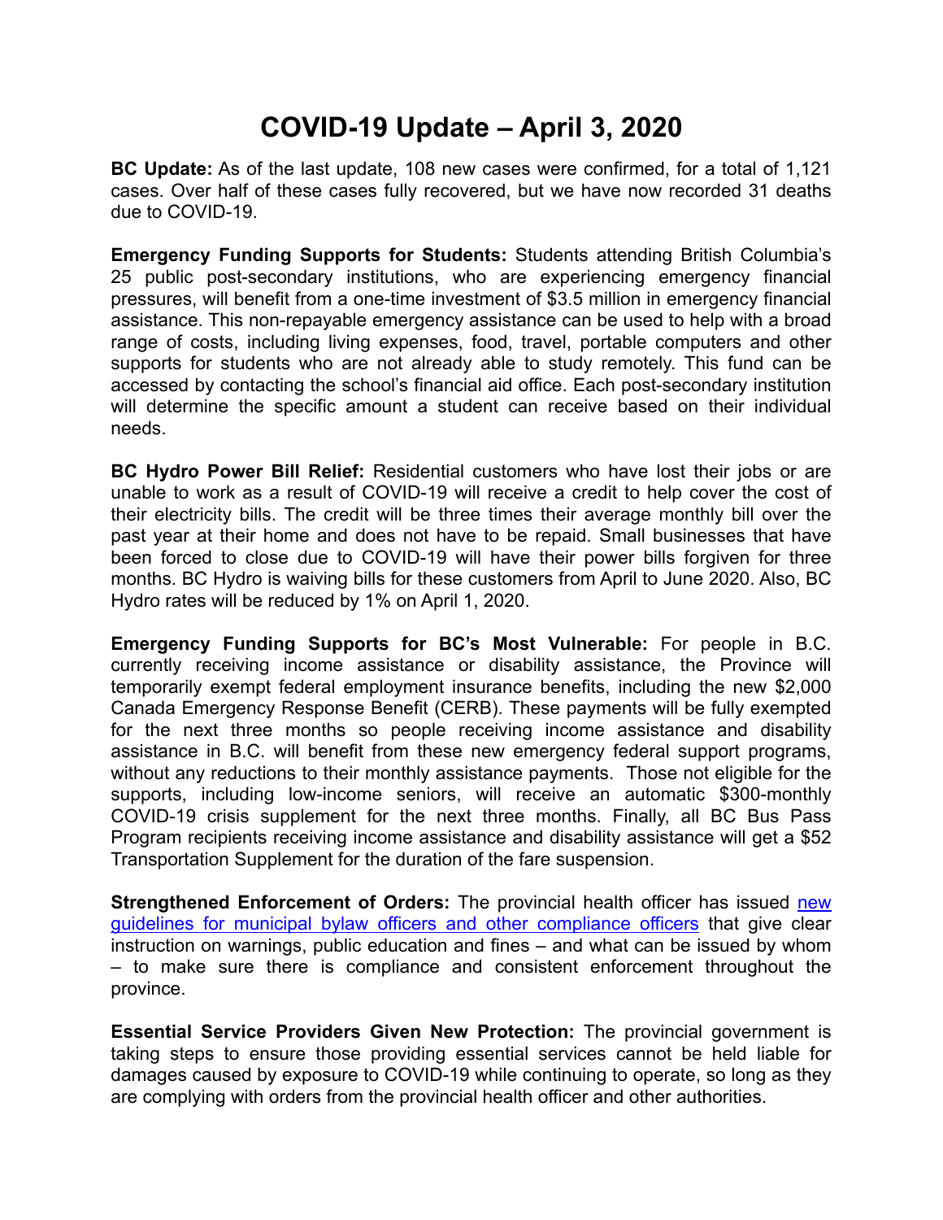# COVID-19 Update – April 3, 2020

**BC Update:** As of the last update, 108 new cases were confirmed, for a total of 1,121 cases. Over half of these cases fully recovered, but we have now recorded 31 deaths due to COVID-19.

**Emergency Funding Supports for Students:** Students attending British Columbia's 25 public post-secondary institutions, who are experiencing emergency financial pressures, will benefit from a one-time investment of $3.5 million in emergency financial assistance. This non-repayable emergency assistance can be used to help with a broad range of costs, including living expenses, food, travel, portable computers and other supports for students who are not already able to study remotely. This fund can be accessed by contacting the school's financial aid office. Each post-secondary institution will determine the specific amount a student can receive based on their individual needs.

**BC Hydro Power Bill Relief:** Residential customers who have lost their jobs or are unable to work as a result of COVID-19 will receive a credit to help cover the cost of their electricity bills. The credit will be three times their average monthly bill over the past year at their home and does not have to be repaid. Small businesses that have been forced to close due to COVID-19 will have their power bills forgiven for three months. BC Hydro is waiving bills for these customers from April to June 2020. Also, BC Hydro rates will be reduced by 1% on April 1, 2020.

**Emergency Funding Supports for BC's Most Vulnerable:** For people in B.C. currently receiving income assistance or disability assistance, the Province will temporarily exempt federal employment insurance benefits, including the new $2,000 Canada Emergency Response Benefit (CERB). These payments will be fully exempted for the next three months so people receiving income assistance and disability assistance in B.C. will benefit from these new emergency federal support programs, without any reductions to their monthly assistance payments. Those not eligible for the supports, including low-income seniors, will receive an automatic $300-monthly COVID-19 crisis supplement for the next three months. Finally, all BC Bus Pass Program recipients receiving income assistance and disability assistance will get a $52 Transportation Supplement for the duration of the fare suspension.

**Strengthened Enforcement of Orders:** The provincial health officer has issued new guidelines for municipal bylaw officers and other compliance officers that give clear instruction on warnings, public education and fines – and what can be issued by whom – to make sure there is compliance and consistent enforcement throughout the province.

**Essential Service Providers Given New Protection:** The provincial government is taking steps to ensure those providing essential services cannot be held liable for damages caused by exposure to COVID-19 while continuing to operate, so long as they are complying with orders from the provincial health officer and other authorities.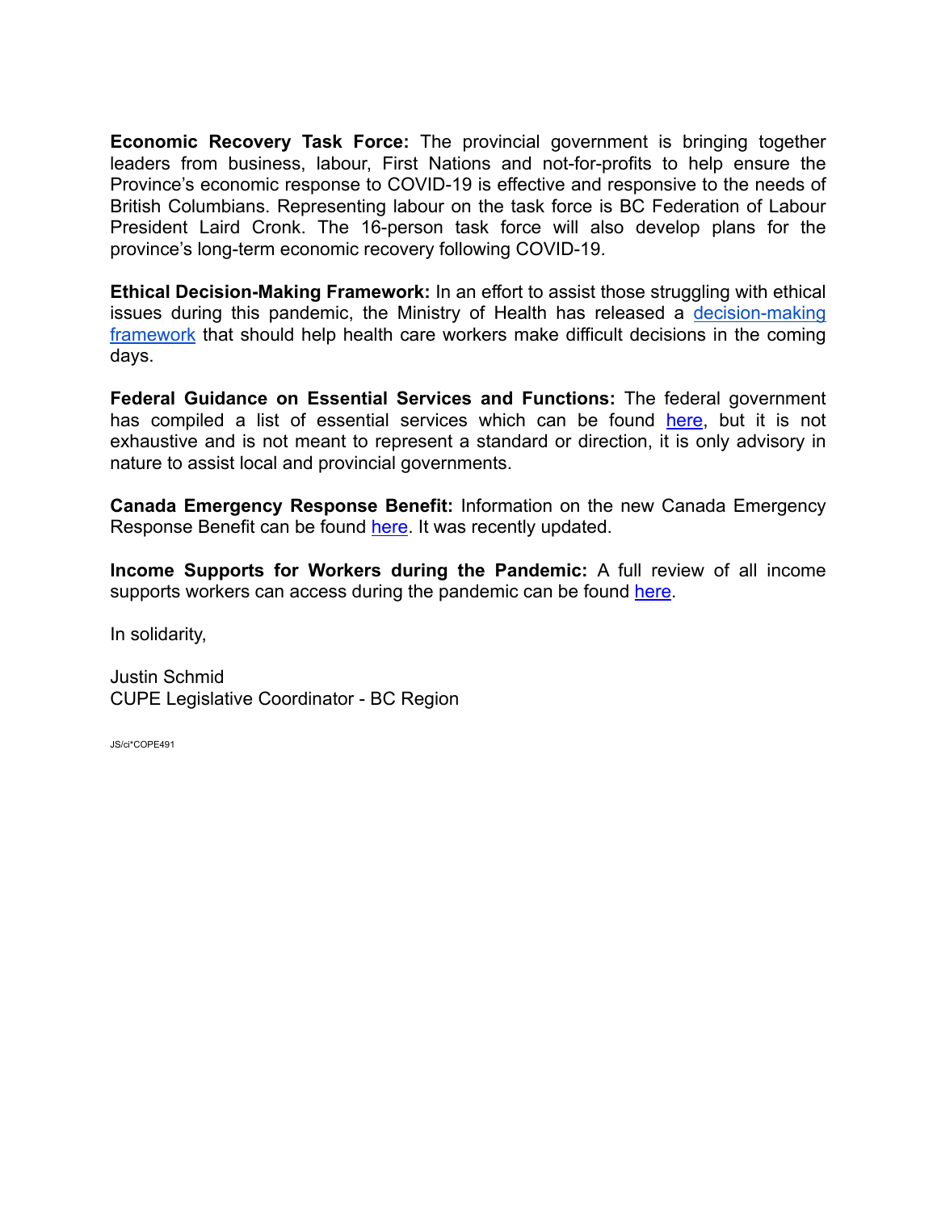**Economic Recovery Task Force:** The provincial government is bringing together leaders from business, labour, First Nations and not-for-profits to help ensure the Province's economic response to COVID-19 is effective and responsive to the needs of British Columbians. Representing labour on the task force is BC Federation of Labour President Laird Cronk. The 16-person task force will also develop plans for the province's long-term economic recovery following COVID-19.

**Ethical Decision-Making Framework:** In an effort to assist those struggling with ethical issues during this pandemic, the Ministry of Health has released a decision-making framework that should help health care workers make difficult decisions in the coming days.

**Federal Guidance on Essential Services and Functions:** The federal government has compiled a list of essential services which can be found here, but it is not exhaustive and is not meant to represent a standard or direction, it is only advisory in nature to assist local and provincial governments.

**Canada Emergency Response Benefit:** Information on the new Canada Emergency Response Benefit can be found here. It was recently updated.

**Income Supports for Workers during the Pandemic:** A full review of all income supports workers can access during the pandemic can be found here.

In solidarity,

Justin Schmid
CUPE Legislative Coordinator - BC Region

JS/ci*COPE491